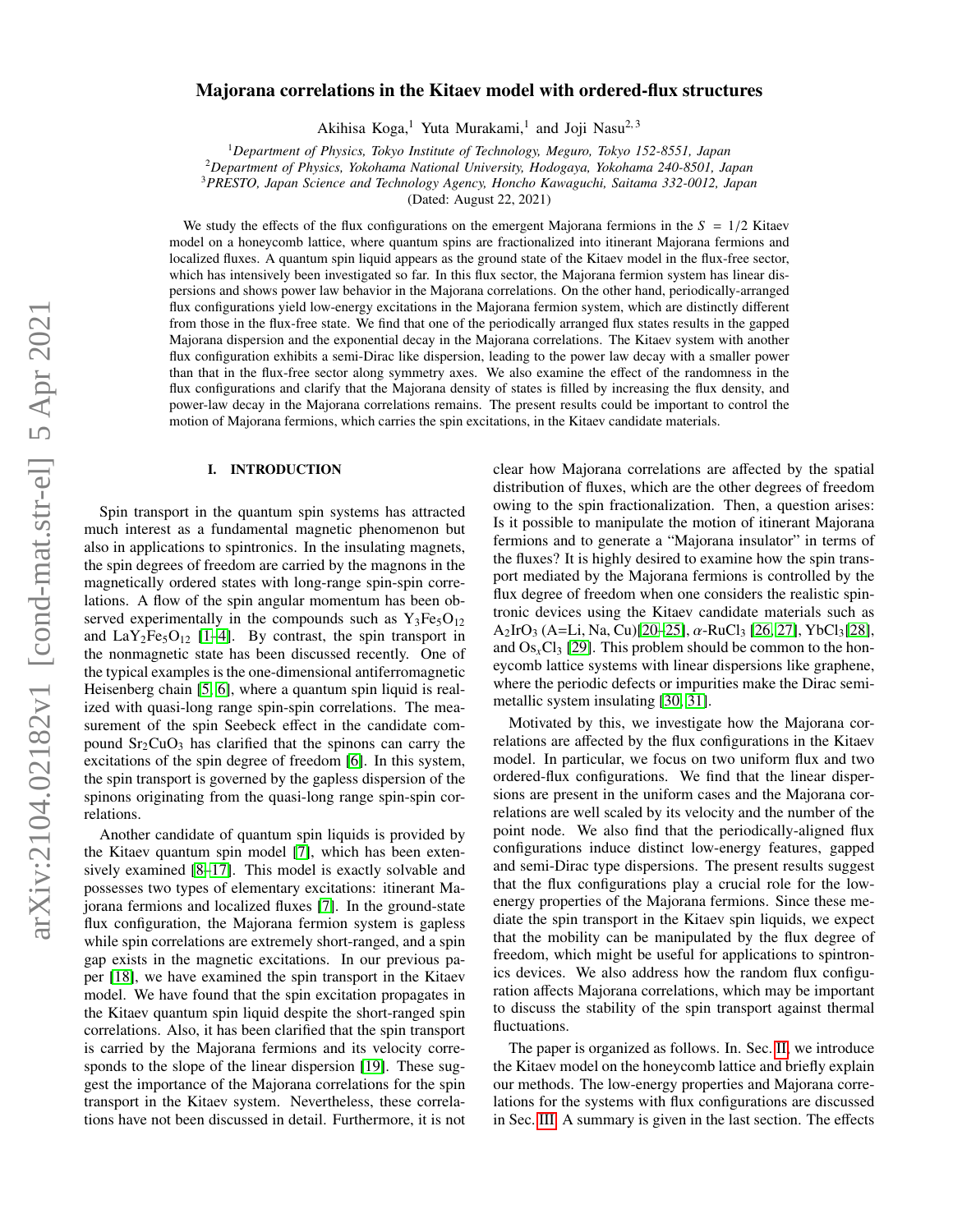# Majorana correlations in the Kitaev model with ordered-flux structures

Akihisa Koga,[1] Yuta Murakami,[1] and Joji Nasu[2,3]

[1]*Department of Physics, Tokyo Institute of Technology, Meguro, Tokyo 152-8551, Japan*
[2]*Department of Physics, Yokohama National University, Hodogaya, Yokohama 240-8501, Japan*
[3]*PRESTO, Japan Science and Technology Agency, Honcho Kawaguchi, Saitama 332-0012, Japan*

(Dated: August 22, 2021)

We study the effects of the flux configurations on the emergent Majorana fermions in the $S = 1/2$ Kitaev model on a honeycomb lattice, where quantum spins are fractionalized into itinerant Majorana fermions and localized fluxes. A quantum spin liquid appears as the ground state of the Kitaev model in the flux-free sector, which has intensively been investigated so far. In this flux sector, the Majorana fermion system has linear dispersions and shows power law behavior in the Majorana correlations. On the other hand, periodically-arranged flux configurations yield low-energy excitations in the Majorana fermion system, which are distinctly different from those in the flux-free state. We find that one of the periodically arranged flux states results in the gapped Majorana dispersion and the exponential decay in the Majorana correlations. The Kitaev system with another flux configuration exhibits a semi-Dirac like dispersion, leading to the power law decay with a smaller power than that in the flux-free sector along symmetry axes. We also examine the effect of the randomness in the flux configurations and clarify that the Majorana density of states is filled by increasing the flux density, and power-law decay in the Majorana correlations remains. The present results could be important to control the motion of Majorana fermions, which carries the spin excitations, in the Kitaev candidate materials.

## I. INTRODUCTION

Spin transport in the quantum spin systems has attracted much interest as a fundamental magnetic phenomenon but also in applications to spintronics. In the insulating magnets, the spin degrees of freedom are carried by the magnons in the magnetically ordered states with long-range spin-spin correlations. A flow of the spin angular momentum has been observed experimentally in the compounds such as $Y_3Fe_5O_{12}$ and $LaY_2Fe_5O_{12}$ [1–4]. By contrast, the spin transport in the nonmagnetic state has been discussed recently. One of the typical examples is the one-dimensional antiferromagnetic Heisenberg chain [5, 6], where a quantum spin liquid is realized with quasi-long range spin-spin correlations. The measurement of the spin Seebeck effect in the candidate compound $Sr_2CuO_3$ has clarified that the spinons can carry the excitations of the spin degree of freedom [6]. In this system, the spin transport is governed by the gapless dispersion of the spinons originating from the quasi-long range spin-spin correlations.

Another candidate of quantum spin liquids is provided by the Kitaev quantum spin model [7], which has been extensively examined [8–17]. This model is exactly solvable and possesses two types of elementary excitations: itinerant Majorana fermions and localized fluxes [7]. In the ground-state flux configuration, the Majorana fermion system is gapless while spin correlations are extremely short-ranged, and a spin gap exists in the magnetic excitations. In our previous paper [18], we have examined the spin transport in the Kitaev model. We have found that the spin excitation propagates in the Kitaev quantum spin liquid despite the short-ranged spin correlations. Also, it has been clarified that the spin transport is carried by the Majorana fermions and its velocity corresponds to the slope of the linear dispersion [19]. These suggest the importance of the Majorana correlations for the spin transport in the Kitaev system. Nevertheless, these correlations have not been discussed in detail. Furthermore, it is not clear how Majorana correlations are affected by the spatial distribution of fluxes, which are the other degrees of freedom owing to the spin fractionalization. Then, a question arises: Is it possible to manipulate the motion of itinerant Majorana fermions and to generate a "Majorana insulator" in terms of the fluxes? It is highly desired to examine how the spin transport mediated by the Majorana fermions is controlled by the flux degree of freedom when one considers the realistic spintronic devices using the Kitaev candidate materials such as $A_2IrO_3$ (A=Li, Na, Cu)[20–25], $\alpha$-$RuCl_3$ [26, 27], $YbCl_3$[28], and $Os_xCl_3$ [29]. This problem should be common to the honeycomb lattice systems with linear dispersions like graphene, where the periodic defects or impurities make the Dirac semimetallic system insulating [30, 31].

Motivated by this, we investigate how the Majorana correlations are affected by the flux configurations in the Kitaev model. In particular, we focus on two uniform flux and two ordered-flux configurations. We find that the linear dispersions are present in the uniform cases and the Majorana correlations are well scaled by its velocity and the number of the point node. We also find that the periodically-aligned flux configurations induce distinct low-energy features, gapped and semi-Dirac type dispersions. The present results suggest that the flux configurations play a crucial role for the low-energy properties of the Majorana fermions. Since these mediate the spin transport in the Kitaev spin liquids, we expect that the mobility can be manipulated by the flux degree of freedom, which might be useful for applications to spintronics devices. We also address how the random flux configuration affects Majorana correlations, which may be important to discuss the stability of the spin transport against thermal fluctuations.

The paper is organized as follows. In. Sec. II, we introduce the Kitaev model on the honeycomb lattice and briefly explain our methods. The low-energy properties and Majorana correlations for the systems with flux configurations are discussed in Sec. III. A summary is given in the last section. The effects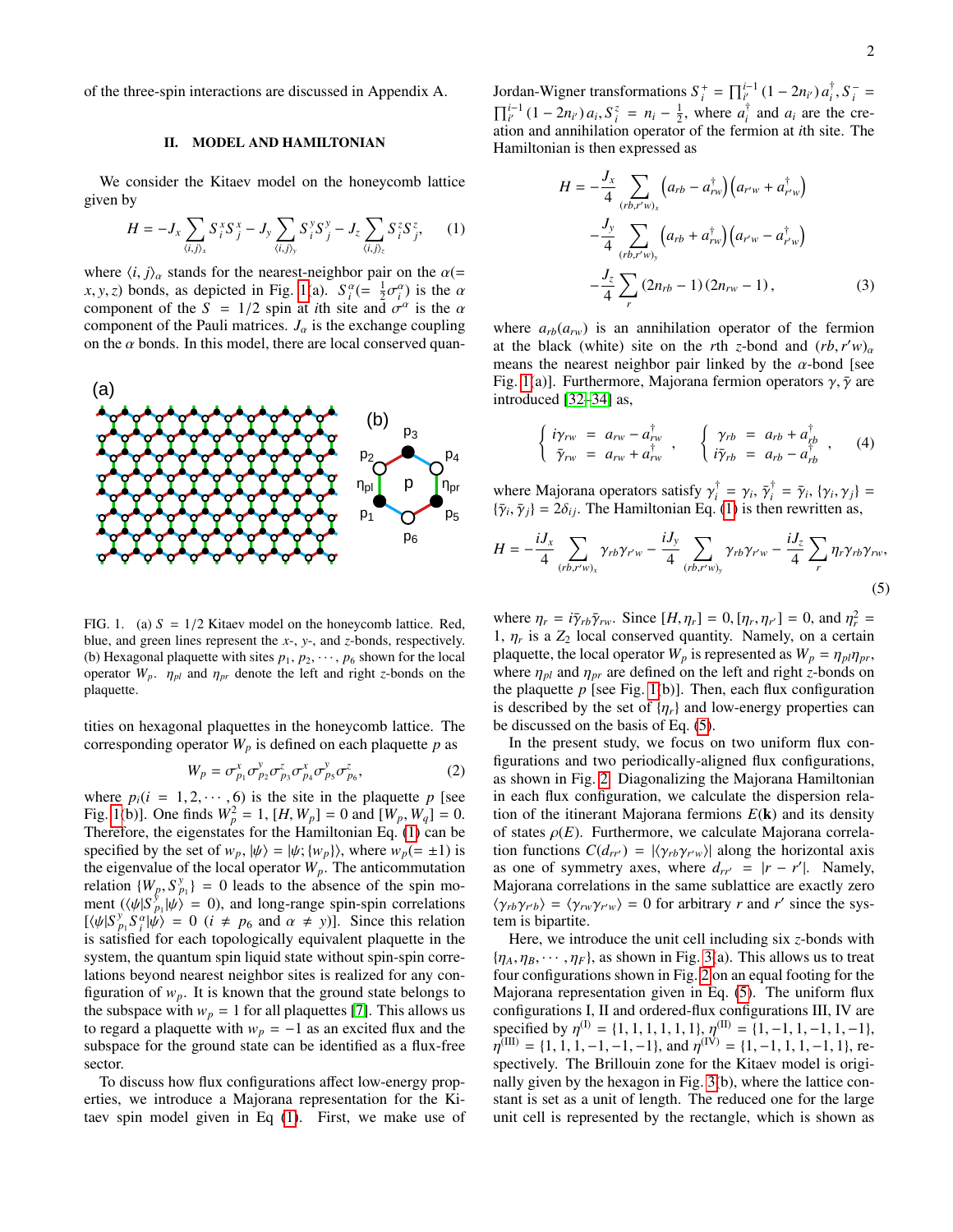of the three-spin interactions are discussed in Appendix A.

## II. MODEL AND HAMILTONIAN

We consider the Kitaev model on the honeycomb lattice given by

$$H = -J_x \sum_{\langle i,j\rangle_x} S_i^x S_j^x - J_y \sum_{\langle i,j\rangle_y} S_i^y S_j^y - J_z \sum_{\langle i,j\rangle_z} S_i^z S_j^z, \tag{1}$$

where $\langle i, j\rangle_\alpha$ stands for the nearest-neighbor pair on the $\alpha(= x, y, z)$ bonds, as depicted in Fig. 1(a). $S_i^\alpha (= \frac{1}{2}\sigma_i^\alpha)$ is the $\alpha$ component of the $S = 1/2$ spin at $i$th site and $\sigma^\alpha$ is the $\alpha$ component of the Pauli matrices. $J_\alpha$ is the exchange coupling on the $\alpha$ bonds. In this model, there are local conserved quantities on hexagonal plaquettes in the honeycomb lattice. The corresponding operator $W_p$ is defined on each plaquette $p$ as

FIG. 1. (a) $S = 1/2$ Kitaev model on the honeycomb lattice. Red, blue, and green lines represent the $x$-, $y$-, and $z$-bonds, respectively. (b) Hexagonal plaquette with sites $p_1, p_2, \cdots, p_6$ shown for the local operator $W_p$. $\eta_{pl}$ and $\eta_{pr}$ denote the left and right $z$-bonds on the plaquette.

$$W_p = \sigma_{p_1}^x \sigma_{p_2}^y \sigma_{p_3}^z \sigma_{p_4}^x \sigma_{p_5}^y \sigma_{p_6}^z, \tag{2}$$

where $p_i (i = 1, 2, \cdots, 6)$ is the site in the plaquette $p$ [see Fig. 1(b)]. One finds $W_p^2 = 1$, $[H, W_p] = 0$ and $[W_p, W_q] = 0$. Therefore, the eigenstates for the Hamiltonian Eq. (1) can be specified by the set of $w_p$, $|\psi\rangle = |\psi; \{w_p\}\rangle$, where $w_p(= \pm 1)$ is the eigenvalue of the local operator $W_p$. The anticommutation relation $\{W_p, S_{p_1}^y\} = 0$ leads to the absence of the spin moment ($\langle\psi|S_{p_1}^y|\psi\rangle = 0$), and long-range spin-spin correlations [$\langle\psi|S_{p_1}^y S_i^\alpha|\psi\rangle = 0$ ($i \neq p_6$ and $\alpha \neq y$)]. Since this relation is satisfied for each topologically equivalent plaquette in the system, the quantum spin liquid state without spin-spin correlations beyond nearest neighbor sites is realized for any configuration of $w_p$. It is known that the ground state belongs to the subspace with $w_p = 1$ for all plaquettes [7]. This allows us to regard a plaquette with $w_p = -1$ as an excited flux and the subspace for the ground state can be identified as a flux-free sector.

To discuss how flux configurations affect low-energy properties, we introduce a Majorana representation for the Kitaev spin model given in Eq (1). First, we make use of Jordan-Wigner transformations $S_i^+ = \prod_{i'}^{i-1}(1 - 2n_{i'})\, a_i^\dagger$, $S_i^- = \prod_{i'}^{i-1}(1 - 2n_{i'})\, a_i$, $S_i^z = n_i - \frac{1}{2}$, where $a_i^\dagger$ and $a_i$ are the creation and annihilation operator of the fermion at $i$th site. The Hamiltonian is then expressed as

$$\begin{aligned} H = &-\frac{J_x}{4} \sum_{(rb,r'w)_x} \left(a_{rb} - a_{rw}^\dagger\right)\left(a_{r'w} + a_{r'w}^\dagger\right) \\ &-\frac{J_y}{4} \sum_{(rb,r'w)_y} \left(a_{rb} + a_{rw}^\dagger\right)\left(a_{r'w} - a_{r'w}^\dagger\right) \\ &-\frac{J_z}{4} \sum_r (2n_{rb} - 1)(2n_{rw} - 1), \end{aligned} \tag{3}$$

where $a_{rb}(a_{rw})$ is an annihilation operator of the fermion at the black (white) site on the $r$th $z$-bond and $(rb, r'w)_\alpha$ means the nearest neighbor pair linked by the $\alpha$-bond [see Fig. 1(a)]. Furthermore, Majorana fermion operators $\gamma, \bar{\gamma}$ are introduced [32–34] as,

$$\left\{ \begin{array}{rcl} i\gamma_{rw} &=& a_{rw} - a_{rw}^\dagger \\ \bar{\gamma}_{rw} &=& a_{rw} + a_{rw}^\dagger \end{array} \right. , \quad \left\{ \begin{array}{rcl} \gamma_{rb} &=& a_{rb} + a_{rb}^\dagger \\ i\bar{\gamma}_{rb} &=& a_{rb} - a_{rb}^\dagger \end{array} \right. , \tag{4}$$

where Majorana operators satisfy $\gamma_i^\dagger = \gamma_i$, $\bar{\gamma}_i^\dagger = \bar{\gamma}_i$, $\{\gamma_i, \gamma_j\} = \{\bar{\gamma}_i, \bar{\gamma}_j\} = 2\delta_{ij}$. The Hamiltonian Eq. (1) is then rewritten as,

$$H = -\frac{iJ_x}{4} \sum_{(rb,r'w)_x} \gamma_{rb}\gamma_{r'w} - \frac{iJ_y}{4} \sum_{(rb,r'w)_y} \gamma_{rb}\gamma_{r'w} - \frac{iJ_z}{4} \sum_r \eta_r \gamma_{rb}\gamma_{rw}, \tag{5}$$

where $\eta_r = i\bar{\gamma}_{rb}\bar{\gamma}_{rw}$. Since $[H, \eta_r] = 0$, $[\eta_r, \eta_{r'}] = 0$, and $\eta_r^2 = 1$, $\eta_r$ is a $Z_2$ local conserved quantity. Namely, on a certain plaquette, the local operator $W_p$ is represented as $W_p = \eta_{pl}\eta_{pr}$, where $\eta_{pl}$ and $\eta_{pr}$ are defined on the left and right $z$-bonds on the plaquette $p$ [see Fig. 1(b)]. Then, each flux configuration is described by the set of $\{\eta_r\}$ and low-energy properties can be discussed on the basis of Eq. (5).

In the present study, we focus on two uniform flux configurations and two periodically-aligned flux configurations, as shown in Fig. 2. Diagonalizing the Majorana Hamiltonian in each flux configuration, we calculate the dispersion relation of the itinerant Majorana fermions $E(\mathbf{k})$ and its density of states $\rho(E)$. Furthermore, we calculate Majorana correlation functions $C(d_{rr'}) = |\langle\gamma_{rb}\gamma_{r'w}\rangle|$ along the horizontal axis as one of symmetry axes, where $d_{rr'} = |r - r'|$. Namely, Majorana correlations in the same sublattice are exactly zero $\langle\gamma_{rb}\gamma_{r'b}\rangle = \langle\gamma_{rw}\gamma_{r'w}\rangle = 0$ for arbitrary $r$ and $r'$ since the system is bipartite.

Here, we introduce the unit cell including six $z$-bonds with $\{\eta_A, \eta_B, \cdots, \eta_F\}$, as shown in Fig. 3(a). This allows us to treat four configurations shown in Fig. 2 on an equal footing for the Majorana representation given in Eq. (5). The uniform flux configurations I, II and ordered-flux configurations III, IV are specified by $\eta^{(\mathrm{I})} = \{1, 1, 1, 1, 1, 1\}$, $\eta^{(\mathrm{II})} = \{1, -1, 1, -1, 1, -1\}$, $\eta^{(\mathrm{III})} = \{1, 1, 1, -1, -1, -1\}$, and $\eta^{(\mathrm{IV})} = \{1, -1, 1, 1, -1, 1\}$, respectively. The Brillouin zone for the Kitaev model is originally given by the hexagon in Fig. 3(b), where the lattice constant is set as a unit of length. The reduced one for the large unit cell is represented by the rectangle, which is shown as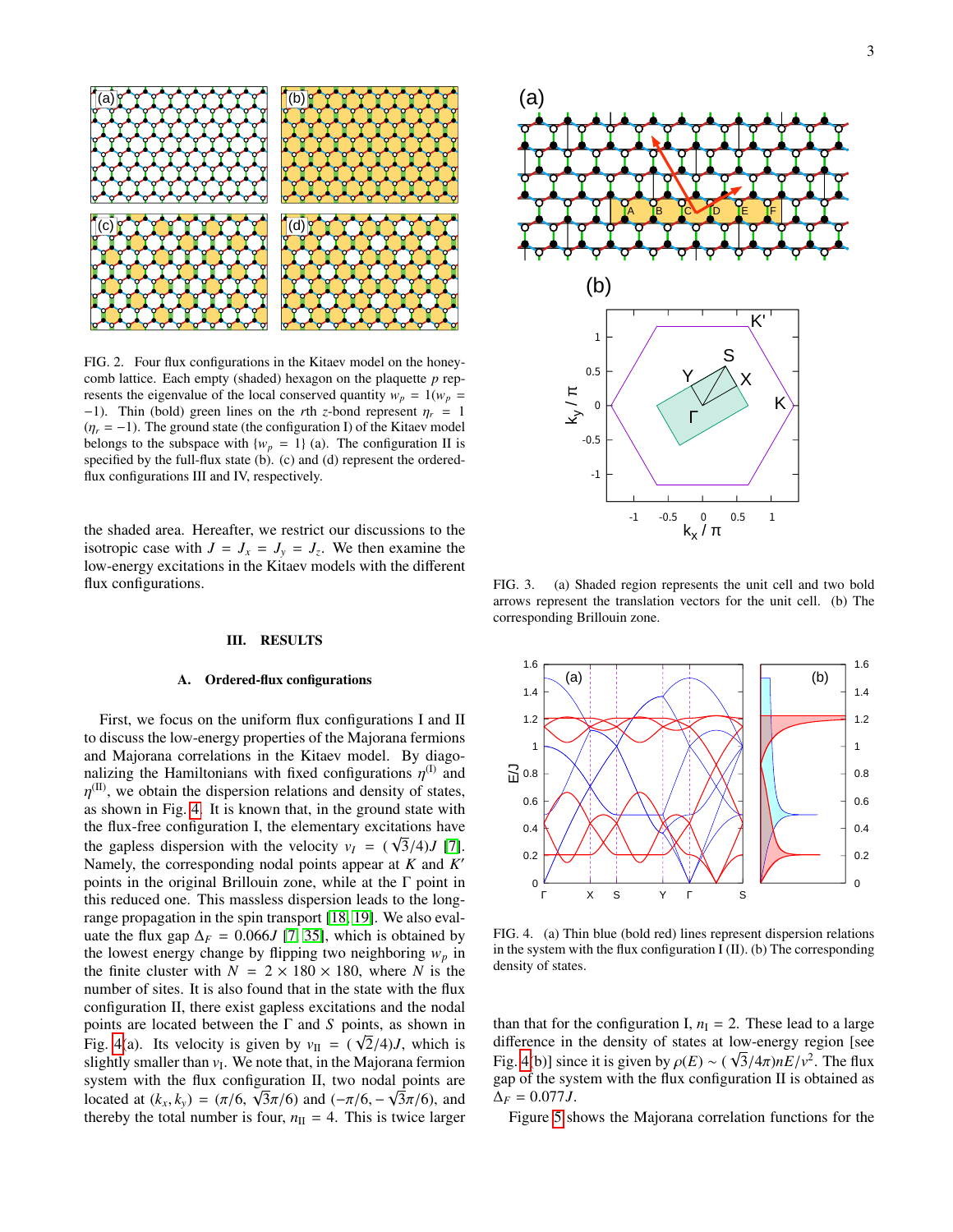FIG. 2. Four flux configurations in the Kitaev model on the honeycomb lattice. Each empty (shaded) hexagon on the plaquette $p$ represents the eigenvalue of the local conserved quantity $w_p = 1 (w_p = -1)$. Thin (bold) green lines on the $r$th $z$-bond represent $\eta_r = 1$ ($\eta_r = -1$). The ground state (the configuration I) of the Kitaev model belongs to the subspace with $\{w_p = 1\}$ (a). The configuration II is specified by the full-flux state (b). (c) and (d) represent the ordered-flux configurations III and IV, respectively.

the shaded area. Hereafter, we restrict our discussions to the isotropic case with $J = J_x = J_y = J_z$. We then examine the low-energy excitations in the Kitaev models with the different flux configurations.

## III. RESULTS

### A. Ordered-flux configurations

First, we focus on the uniform flux configurations I and II to discuss the low-energy properties of the Majorana fermions and Majorana correlations in the Kitaev model. By diagonalizing the Hamiltonians with fixed configurations $\eta^{(I)}$ and $\eta^{(II)}$, we obtain the dispersion relations and density of states, as shown in Fig. 4. It is known that, in the ground state with the flux-free configuration I, the elementary excitations have the gapless dispersion with the velocity $v_I = (\sqrt{3}/4)J$ [7]. Namely, the corresponding nodal points appear at $K$ and $K'$ points in the original Brillouin zone, while at the Γ point in this reduced one. This massless dispersion leads to the long-range propagation in the spin transport [18, 19]. We also evaluate the flux gap $\Delta_F = 0.066J$ [7, 35], which is obtained by the lowest energy change by flipping two neighboring $w_p$ in the finite cluster with $N = 2 \times 180 \times 180$, where $N$ is the number of sites. It is also found that in the state with the flux configuration II, there exist gapless excitations and the nodal points are located between the Γ and $S$ points, as shown in Fig. 4(a). Its velocity is given by $v_{II} = (\sqrt{2}/4)J$, which is slightly smaller than $v_I$. We note that, in the Majorana fermion system with the flux configuration II, two nodal points are located at $(k_x, k_y) = (\pi/6, \sqrt{3}\pi/6)$ and $(-\pi/6, -\sqrt{3}\pi/6)$, and thereby the total number is four, $n_{II} = 4$. This is twice larger

FIG. 3. (a) Shaded region represents the unit cell and two bold arrows represent the translation vectors for the unit cell. (b) The corresponding Brillouin zone.

FIG. 4. (a) Thin blue (bold red) lines represent dispersion relations in the system with the flux configuration I (II). (b) The corresponding density of states.

than that for the configuration I, $n_I = 2$. These lead to a large difference in the density of states at low-energy region [see Fig. 4(b)] since it is given by $\rho(E) \sim (\sqrt{3}/4\pi)nE/v^2$. The flux gap of the system with the flux configuration II is obtained as $\Delta_F = 0.077J$.

Figure 5 shows the Majorana correlation functions for the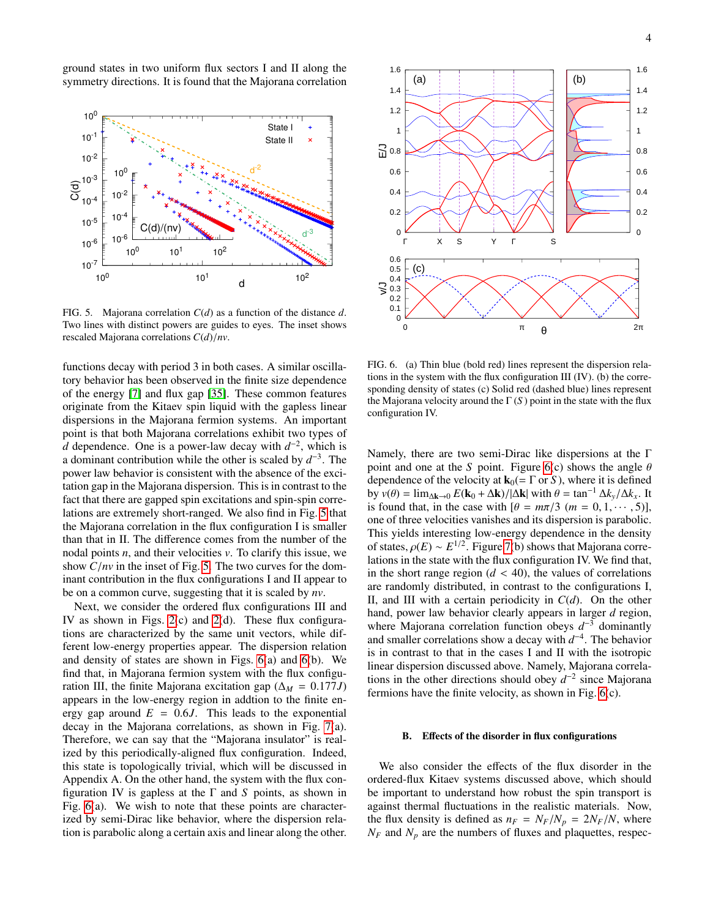ground states in two uniform flux sectors I and II along the symmetry directions. It is found that the Majorana correlation

FIG. 5. Majorana correlation $C(d)$ as a function of the distance $d$. Two lines with distinct powers are guides to eyes. The inset shows rescaled Majorana correlations $C(d)/n\nu$.

functions decay with period 3 in both cases. A similar oscillatory behavior has been observed in the finite size dependence of the energy [7] and flux gap [35]. These common features originate from the Kitaev spin liquid with the gapless linear dispersions in the Majorana fermion systems. An important point is that both Majorana correlations exhibit two types of $d$ dependence. One is a power-law decay with $d^{-2}$, which is a dominant contribution while the other is scaled by $d^{-3}$. The power law behavior is consistent with the absence of the excitation gap in the Majorana dispersion. This is in contrast to the fact that there are gapped spin excitations and spin-spin correlations are extremely short-ranged. We also find in Fig. 5 that the Majorana correlation in the flux configuration I is smaller than that in II. The difference comes from the number of the nodal points $n$, and their velocities $\nu$. To clarify this issue, we show $C/n\nu$ in the inset of Fig. 5. The two curves for the dominant contribution in the flux configurations I and II appear to be on a common curve, suggesting that it is scaled by $n\nu$.

Next, we consider the ordered flux configurations III and IV as shown in Figs. 2(c) and 2(d). These flux configurations are characterized by the same unit vectors, while different low-energy properties appear. The dispersion relation and density of states are shown in Figs. 6(a) and 6(b). We find that, in Majorana fermion system with the flux configuration III, the finite Majorana excitation gap ($\Delta_M = 0.177J$) appears in the low-energy region in addtion to the finite energy gap around $E = 0.6J$. This leads to the exponential decay in the Majorana correlations, as shown in Fig. 7(a). Therefore, we can say that the "Majorana insulator" is realized by this periodically-aligned flux configuration. Indeed, this state is topologically trivial, which will be discussed in Appendix A. On the other hand, the system with the flux configuration IV is gapless at the Γ and $S$ points, as shown in Fig. 6(a). We wish to note that these points are characterized by semi-Dirac like behavior, where the dispersion relation is parabolic along a certain axis and linear along the other.

FIG. 6. (a) Thin blue (bold red) lines represent the dispersion relations in the system with the flux configuration III (IV). (b) the corresponding density of states (c) Solid red (dashed blue) lines represent the Majorana velocity around the Γ ($S$) point in the state with the flux configuration IV.

Namely, there are two semi-Dirac like dispersions at the Γ point and one at the $S$ point. Figure 6(c) shows the angle $\theta$ dependence of the velocity at $\mathbf{k}_0(=\Gamma$ or $S)$, where it is defined by $v(\theta) = \lim_{\Delta\mathbf{k}\to 0} E(\mathbf{k}_0 + \Delta\mathbf{k})/|\Delta\mathbf{k}|$ with $\theta = \tan^{-1}\Delta k_y/\Delta k_x$. It is found that, in the case with $[\theta = m\pi/3$ $(m = 0, 1, \cdots, 5)]$, one of three velocities vanishes and its dispersion is parabolic. This yields interesting low-energy dependence in the density of states, $\rho(E) \sim E^{1/2}$. Figure 7(b) shows that Majorana correlations in the state with the flux configuration IV. We find that, in the short range region ($d < 40$), the values of correlations are randomly distributed, in contrast to the configurations I, II, and III with a certain periodicity in $C(d)$. On the other hand, power law behavior clearly appears in larger $d$ region, where Majorana correlation function obeys $d^{-3}$ dominantly and smaller correlations show a decay with $d^{-4}$. The behavior is in contrast to that in the cases I and II with the isotropic linear dispersion discussed above. Namely, Majorana correlations in the other directions should obey $d^{-2}$ since Majorana fermions have the finite velocity, as shown in Fig. 6(c).

### B. Effects of the disorder in flux configurations

We also consider the effects of the flux disorder in the ordered-flux Kitaev systems discussed above, which should be important to understand how robust the spin transport is against thermal fluctuations in the realistic materials. Now, the flux density is defined as $n_F = N_F/N_p = 2N_F/N$, where $N_F$ and $N_p$ are the numbers of fluxes and plaquettes, respec-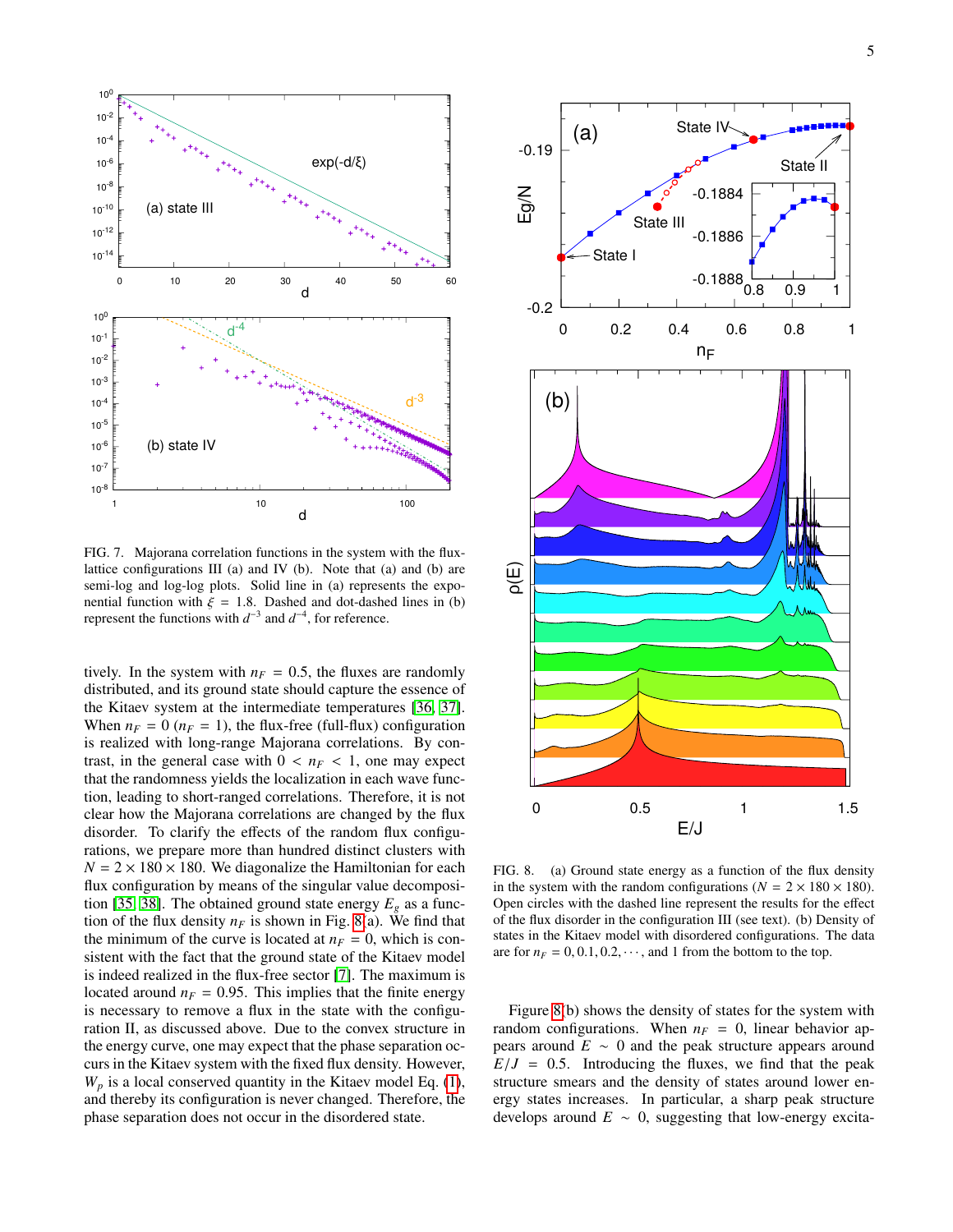FIG. 7. Majorana correlation functions in the system with the flux-lattice configurations III (a) and IV (b). Note that (a) and (b) are semi-log and log-log plots. Solid line in (a) represents the exponential function with $\xi = 1.8$. Dashed and dot-dashed lines in (b) represent the functions with $d^{-3}$ and $d^{-4}$, for reference.

tively. In the system with $n_F = 0.5$, the fluxes are randomly distributed, and its ground state should capture the essence of the Kitaev system at the intermediate temperatures [36, 37]. When $n_F = 0$ ($n_F = 1$), the flux-free (full-flux) configuration is realized with long-range Majorana correlations. By contrast, in the general case with $0 < n_F < 1$, one may expect that the randomness yields the localization in each wave function, leading to short-ranged correlations. Therefore, it is not clear how the Majorana correlations are changed by the flux disorder. To clarify the effects of the random flux configurations, we prepare more than hundred distinct clusters with $N = 2 \times 180 \times 180$. We diagonalize the Hamiltonian for each flux configuration by means of the singular value decomposition [35, 38]. The obtained ground state energy $E_g$ as a function of the flux density $n_F$ is shown in Fig. 8(a). We find that the minimum of the curve is located at $n_F = 0$, which is consistent with the fact that the ground state of the Kitaev model is indeed realized in the flux-free sector [7]. The maximum is located around $n_F = 0.95$. This implies that the finite energy is necessary to remove a flux in the state with the configuration II, as discussed above. Due to the convex structure in the energy curve, one may expect that the phase separation occurs in the Kitaev system with the fixed flux density. However, $W_p$ is a local conserved quantity in the Kitaev model Eq. (1), and thereby its configuration is never changed. Therefore, the phase separation does not occur in the disordered state.

FIG. 8. (a) Ground state energy as a function of the flux density in the system with the random configurations ($N = 2 \times 180 \times 180$). Open circles with the dashed line represent the results for the effect of the flux disorder in the configuration III (see text). (b) Density of states in the Kitaev model with disordered configurations. The data are for $n_F = 0, 0.1, 0.2, \cdots$, and 1 from the bottom to the top.

Figure 8(b) shows the density of states for the system with random configurations. When $n_F = 0$, linear behavior appears around $E \sim 0$ and the peak structure appears around $E/J = 0.5$. Introducing the fluxes, we find that the peak structure smears and the density of states around lower energy states increases. In particular, a sharp peak structure develops around $E \sim 0$, suggesting that low-energy excita-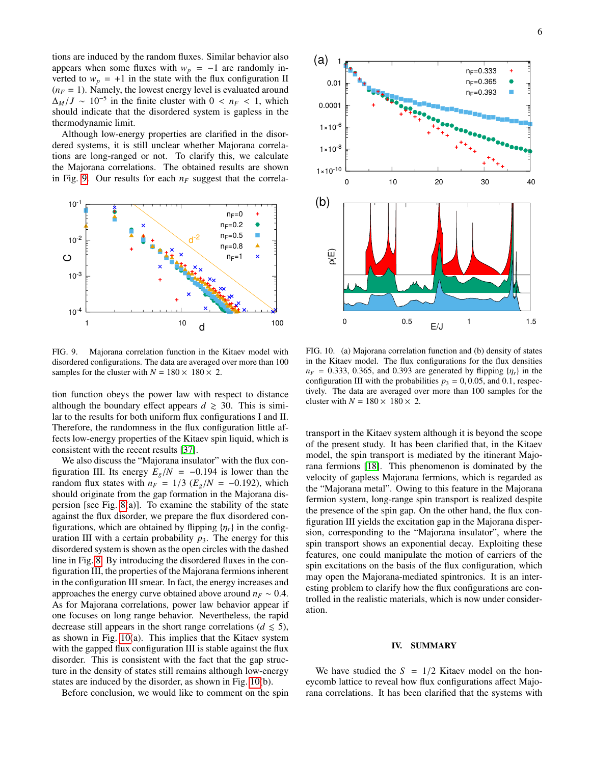tions are induced by the random fluxes. Similar behavior also appears when some fluxes with $w_p = -1$ are randomly inverted to $w_p = +1$ in the state with the flux configuration II ($n_F = 1$). Namely, the lowest energy level is evaluated around $\Delta_M/J \sim 10^{-5}$ in the finite cluster with $0 < n_F < 1$, which should indicate that the disordered system is gapless in the thermodynamic limit.

Although low-energy properties are clarified in the disordered systems, it is still unclear whether Majorana correlations are long-ranged or not. To clarify this, we calculate the Majorana correlations. The obtained results are shown in Fig. 9. Our results for each $n_F$ suggest that the correlation function obeys the power law with respect to distance although the boundary effect appears $d \gtrsim 30$. This is similar to the results for both uniform flux configurations I and II. Therefore, the randomness in the flux configuration little affects low-energy properties of the Kitaev spin liquid, which is consistent with the recent results [37].

FIG. 9. Majorana correlation function in the Kitaev model with disordered configurations. The data are averaged over more than 100 samples for the cluster with $N = 180 \times 180 \times 2$.

We also discuss the "Majorana insulator" with the flux configuration III. Its energy $E_g/N = -0.194$ is lower than the random flux states with $n_F = 1/3$ ($E_g/N = -0.192$), which should originate from the gap formation in the Majorana dispersion [see Fig. 8(a)]. To examine the stability of the state against the flux disorder, we prepare the flux disordered configurations, which are obtained by flipping $\{\eta_r\}$ in the configuration III with a certain probability $p_3$. The energy for this disordered system is shown as the open circles with the dashed line in Fig. 8. By introducing the disordered fluxes in the configuration III, the properties of the Majorana fermions inherent in the configuration III smear. In fact, the energy increases and approaches the energy curve obtained above around $n_F \sim 0.4$. As for Majorana correlations, power law behavior appear if one focuses on long range behavior. Nevertheless, the rapid decrease still appears in the short range correlations ($d \lesssim 5$), as shown in Fig. 10(a). This implies that the Kitaev system with the gapped flux configuration III is stable against the flux disorder. This is consistent with the fact that the gap structure in the density of states still remains although low-energy states are induced by the disorder, as shown in Fig. 10(b).

FIG. 10. (a) Majorana correlation function and (b) density of states in the Kitaev model. The flux configurations for the flux densities $n_F = 0.333, 0.365$, and $0.393$ are generated by flipping $\{\eta_r\}$ in the configuration III with the probabilities $p_3 = 0, 0.05$, and $0.1$, respectively. The data are averaged over more than 100 samples for the cluster with $N = 180 \times 180 \times 2$.

Before conclusion, we would like to comment on the spin transport in the Kitaev system although it is beyond the scope of the present study. It has been clarified that, in the Kitaev model, the spin transport is mediated by the itinerant Majorana fermions [18]. This phenomenon is dominated by the velocity of gapless Majorana fermions, which is regarded as the "Majorana metal". Owing to this feature in the Majorana fermion system, long-range spin transport is realized despite the presence of the spin gap. On the other hand, the flux configuration III yields the excitation gap in the Majorana dispersion, corresponding to the "Majorana insulator", where the spin transport shows an exponential decay. Exploiting these features, one could manipulate the motion of carriers of the spin excitations on the basis of the flux configuration, which may open the Majorana-mediated spintronics. It is an interesting problem to clarify how the flux configurations are controlled in the realistic materials, which is now under consideration.

## IV. SUMMARY

We have studied the $S = 1/2$ Kitaev model on the honeycomb lattice to reveal how flux configurations affect Majorana correlations. It has been clarified that the systems with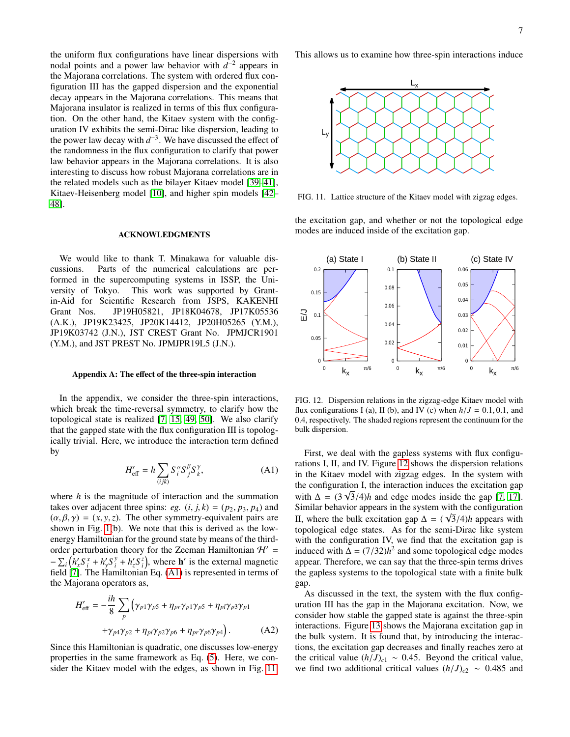the uniform flux configurations have linear dispersions with nodal points and a power law behavior with $d^{-2}$ appears in the Majorana correlations. The system with ordered flux configuration III has the gapped dispersion and the exponential decay appears in the Majorana correlations. This means that Majorana insulator is realized in terms of this flux configuration. On the other hand, the Kitaev system with the configuration IV exhibits the semi-Dirac like dispersion, leading to the power law decay with $d^{-3}$. We have discussed the effect of the randomness in the flux configuration to clarify that power law behavior appears in the Majorana correlations. It is also interesting to discuss how robust Majorana correlations are in the related models such as the bilayer Kitaev model [39–41], Kitaev-Heisenberg model [10], and higher spin models [42–48].

### ACKNOWLEDGMENTS

We would like to thank T. Minakawa for valuable discussions. Parts of the numerical calculations are performed in the supercomputing systems in ISSP, the University of Tokyo. This work was supported by Grant-in-Aid for Scientific Research from JSPS, KAKENHI Grant Nos. JP19H05821, JP18K04678, JP17K05536 (A.K.), JP19K23425, JP20K14412, JP20H05265 (Y.M.), JP19K03742 (J.N.), JST CREST Grant No. JPMJCR1901 (Y.M.), and JST PREST No. JPMJPR19L5 (J.N.).

### Appendix A: The effect of the three-spin interaction

In the appendix, we consider the three-spin interactions, which break the time-reversal symmetry, to clarify how the topological state is realized [7, 15, 49, 50]. We also clarify that the gapped state with the flux configuration III is topologically trivial. Here, we introduce the interaction term defined by

$$H'_{\rm eff} = h \sum_{(ijk)} S_i^\alpha S_j^\beta S_k^\gamma, \tag{A1}$$

where $h$ is the magnitude of interaction and the summation takes over adjacent three spins: *eg.* $(i,j,k) = (p_2, p_3, p_4)$ and $(\alpha, \beta, \gamma) = (x, y, z)$. The other symmetry-equivalent pairs are shown in Fig. 1(b). We note that this is derived as the low-energy Hamiltonian for the ground state by means of the third-order perturbation theory for the Zeeman Hamiltonian $\mathcal{H}' = -\sum_i \left(h'_x S_i^x + h'_y S_i^y + h'_z S_i^z\right)$, where $\mathbf{h}'$ is the external magnetic field [7]. The Hamiltonian Eq. (A1) is represented in terms of the Majorana operators as,

$$H'_{\rm eff} = -\frac{ih}{8} \sum_p \Big(\gamma_{p1}\gamma_{p5} + \eta_{pr}\gamma_{p1}\gamma_{p5} + \eta_{pl}\gamma_{p3}\gamma_{p1} + \gamma_{p4}\gamma_{p2} + \eta_{pl}\gamma_{p2}\gamma_{p6} + \eta_{pr}\gamma_{p6}\gamma_{p4}\Big). \tag{A2}$$

Since this Hamiltonian is quadratic, one discusses low-energy properties in the same framework as Eq. (5). Here, we consider the Kitaev model with the edges, as shown in Fig. 11. This allows us to examine how three-spin interactions induce the excitation gap, and whether or not the topological edge modes are induced inside of the excitation gap.

FIG. 11. Lattice structure of the Kitaev model with zigzag edges.

FIG. 12. Dispersion relations in the zigzag-edge Kitaev model with flux configurations I (a), II (b), and IV (c) when $h/J = 0.1, 0.1$, and $0.4$, respectively. The shaded regions represent the continuum for the bulk dispersion.

First, we deal with the gapless systems with flux configurations I, II, and IV. Figure 12 shows the dispersion relations in the Kitaev model with zigzag edges. In the system with the configuration I, the interaction induces the excitation gap with $\Delta = (3\sqrt{3}/4)h$ and edge modes inside the gap [7, 17]. Similar behavior appears in the system with the configuration II, where the bulk excitation gap $\Delta = (\sqrt{3}/4)h$ appears with topological edge states. As for the semi-Dirac like system with the configuration IV, we find that the excitation gap is induced with $\Delta = (7/32)h^2$ and some topological edge modes appear. Therefore, we can say that the three-spin terms drives the gapless systems to the topological state with a finite bulk gap.

As discussed in the text, the system with the flux configuration III has the gap in the Majorana excitation. Now, we consider how stable the gapped state is against the three-spin interactions. Figure 13 shows the Majorana excitation gap in the bulk system. It is found that, by introducing the interactions, the excitation gap decreases and finally reaches zero at the critical value $(h/J)_{c1} \sim 0.45$. Beyond the critical value, we find two additional critical values $(h/J)_{c2} \sim 0.485$ and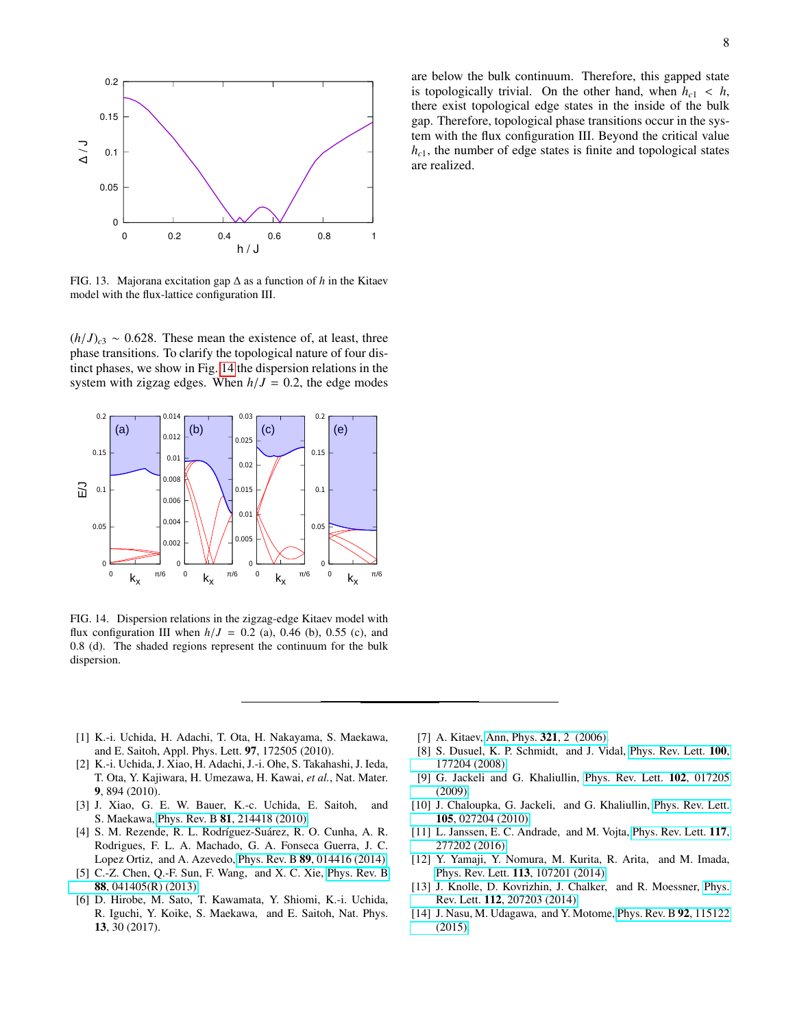FIG. 13. Majorana excitation gap $\Delta$ as a function of $h$ in the Kitaev model with the flux-lattice configuration III.

$(h/J)_{c3} \sim 0.628$. These mean the existence of, at least, three phase transitions. To clarify the topological nature of four distinct phases, we show in Fig. 14 the dispersion relations in the system with zigzag edges. When $h/J = 0.2$, the edge modes are below the bulk continuum. Therefore, this gapped state is topologically trivial. On the other hand, when $h_{c1} < h$, there exist topological edge states in the inside of the bulk gap. Therefore, topological phase transitions occur in the system with the flux configuration III. Beyond the critical value $h_{c1}$, the number of edge states is finite and topological states are realized.

FIG. 14. Dispersion relations in the zigzag-edge Kitaev model with flux configuration III when $h/J = 0.2$ (a), 0.46 (b), 0.55 (c), and 0.8 (d). The shaded regions represent the continuum for the bulk dispersion.

---

[1] K.-i. Uchida, H. Adachi, T. Ota, H. Nakayama, S. Maekawa, and E. Saitoh, Appl. Phys. Lett. **97**, 172505 (2010).

[2] K.-i. Uchida, J. Xiao, H. Adachi, J.-i. Ohe, S. Takahashi, J. Ieda, T. Ota, Y. Kajiwara, H. Umezawa, H. Kawai, *et al.*, Nat. Mater. **9**, 894 (2010).

[3] J. Xiao, G. E. W. Bauer, K.-c. Uchida, E. Saitoh, and S. Maekawa, Phys. Rev. B **81**, 214418 (2010).

[4] S. M. Rezende, R. L. Rodríguez-Suárez, R. O. Cunha, A. R. Rodrigues, F. L. A. Machado, G. A. Fonseca Guerra, J. C. Lopez Ortiz, and A. Azevedo, Phys. Rev. B **89**, 014416 (2014).

[5] C.-Z. Chen, Q.-F. Sun, F. Wang, and X. C. Xie, Phys. Rev. B **88**, 041405(R) (2013).

[6] D. Hirobe, M. Sato, T. Kawamata, Y. Shiomi, K.-i. Uchida, R. Iguchi, Y. Koike, S. Maekawa, and E. Saitoh, Nat. Phys. **13**, 30 (2017).

[7] A. Kitaev, Ann, Phys. **321**, 2 (2006).

[8] S. Dusuel, K. P. Schmidt, and J. Vidal, Phys. Rev. Lett. **100**, 177204 (2008).

[9] G. Jackeli and G. Khaliullin, Phys. Rev. Lett. **102**, 017205 (2009).

[10] J. Chaloupka, G. Jackeli, and G. Khaliullin, Phys. Rev. Lett. **105**, 027204 (2010).

[11] L. Janssen, E. C. Andrade, and M. Vojta, Phys. Rev. Lett. **117**, 277202 (2016).

[12] Y. Yamaji, Y. Nomura, M. Kurita, R. Arita, and M. Imada, Phys. Rev. Lett. **113**, 107201 (2014).

[13] J. Knolle, D. Kovrizhin, J. Chalker, and R. Moessner, Phys. Rev. Lett. **112**, 207203 (2014).

[14] J. Nasu, M. Udagawa, and Y. Motome, Phys. Rev. B **92**, 115122 (2015).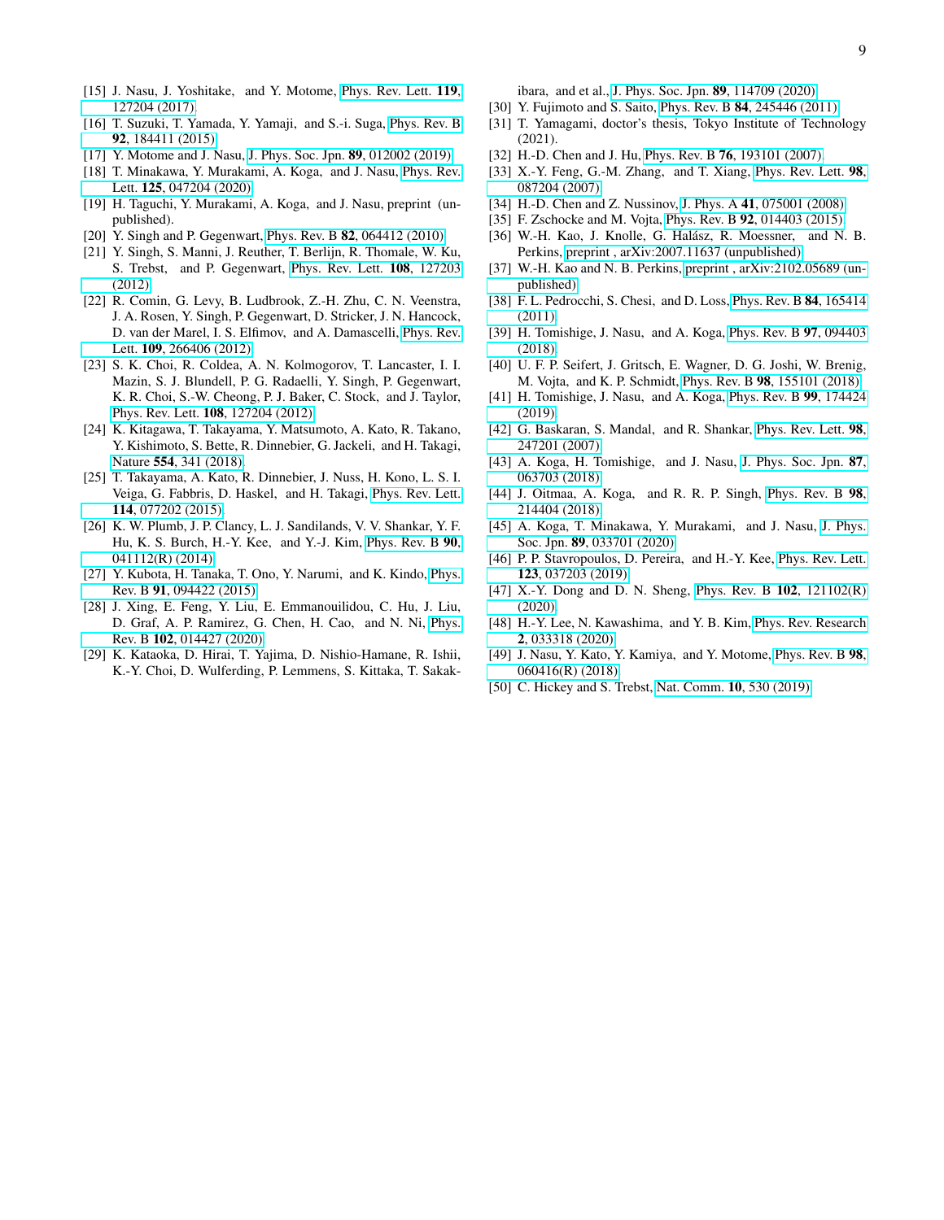[15] J. Nasu, J. Yoshitake, and Y. Motome, Phys. Rev. Lett. **119**, 127204 (2017).
[16] T. Suzuki, T. Yamada, Y. Yamaji, and S.-i. Suga, Phys. Rev. B **92**, 184411 (2015).
[17] Y. Motome and J. Nasu, J. Phys. Soc. Jpn. **89**, 012002 (2019).
[18] T. Minakawa, Y. Murakami, A. Koga, and J. Nasu, Phys. Rev. Lett. **125**, 047204 (2020).
[19] H. Taguchi, Y. Murakami, A. Koga, and J. Nasu, preprint (unpublished).
[20] Y. Singh and P. Gegenwart, Phys. Rev. B **82**, 064412 (2010).
[21] Y. Singh, S. Manni, J. Reuther, T. Berlijn, R. Thomale, W. Ku, S. Trebst, and P. Gegenwart, Phys. Rev. Lett. **108**, 127203 (2012).
[22] R. Comin, G. Levy, B. Ludbrook, Z.-H. Zhu, C. N. Veenstra, J. A. Rosen, Y. Singh, P. Gegenwart, D. Stricker, J. N. Hancock, D. van der Marel, I. S. Elfimov, and A. Damascelli, Phys. Rev. Lett. **109**, 266406 (2012).
[23] S. K. Choi, R. Coldea, A. N. Kolmogorov, T. Lancaster, I. I. Mazin, S. J. Blundell, P. G. Radaelli, Y. Singh, P. Gegenwart, K. R. Choi, S.-W. Cheong, P. J. Baker, C. Stock, and J. Taylor, Phys. Rev. Lett. **108**, 127204 (2012).
[24] K. Kitagawa, T. Takayama, Y. Matsumoto, A. Kato, R. Takano, Y. Kishimoto, S. Bette, R. Dinnebier, G. Jackeli, and H. Takagi, Nature **554**, 341 (2018).
[25] T. Takayama, A. Kato, R. Dinnebier, J. Nuss, H. Kono, L. S. I. Veiga, G. Fabbris, D. Haskel, and H. Takagi, Phys. Rev. Lett. **114**, 077202 (2015).
[26] K. W. Plumb, J. P. Clancy, L. J. Sandilands, V. V. Shankar, Y. F. Hu, K. S. Burch, H.-Y. Kee, and Y.-J. Kim, Phys. Rev. B **90**, 041112(R) (2014).
[27] Y. Kubota, H. Tanaka, T. Ono, Y. Narumi, and K. Kindo, Phys. Rev. B **91**, 094422 (2015).
[28] J. Xing, E. Feng, Y. Liu, E. Emmanouilidou, C. Hu, J. Liu, D. Graf, A. P. Ramirez, G. Chen, H. Cao, and N. Ni, Phys. Rev. B **102**, 014427 (2020).
[29] K. Kataoka, D. Hirai, T. Yajima, D. Nishio-Hamane, R. Ishii, K.-Y. Choi, D. Wulferding, P. Lemmens, S. Kittaka, T. Sakakibara, and et al., J. Phys. Soc. Jpn. **89**, 114709 (2020).
[30] Y. Fujimoto and S. Saito, Phys. Rev. B **84**, 245446 (2011).
[31] T. Yamagami, doctor's thesis, Tokyo Institute of Technology (2021).
[32] H.-D. Chen and J. Hu, Phys. Rev. B **76**, 193101 (2007).
[33] X.-Y. Feng, G.-M. Zhang, and T. Xiang, Phys. Rev. Lett. **98**, 087204 (2007).
[34] H.-D. Chen and Z. Nussinov, J. Phys. A **41**, 075001 (2008).
[35] F. Zschocke and M. Vojta, Phys. Rev. B **92**, 014403 (2015).
[36] W.-H. Kao, J. Knolle, G. Halász, R. Moessner, and N. B. Perkins, preprint , arXiv:2007.11637 (unpublished).
[37] W.-H. Kao and N. B. Perkins, preprint , arXiv:2102.05689 (unpublished).
[38] F. L. Pedrocchi, S. Chesi, and D. Loss, Phys. Rev. B **84**, 165414 (2011).
[39] H. Tomishige, J. Nasu, and A. Koga, Phys. Rev. B **97**, 094403 (2018).
[40] U. F. P. Seifert, J. Gritsch, E. Wagner, D. G. Joshi, W. Brenig, M. Vojta, and K. P. Schmidt, Phys. Rev. B **98**, 155101 (2018).
[41] H. Tomishige, J. Nasu, and A. Koga, Phys. Rev. B **99**, 174424 (2019).
[42] G. Baskaran, S. Mandal, and R. Shankar, Phys. Rev. Lett. **98**, 247201 (2007).
[43] A. Koga, H. Tomishige, and J. Nasu, J. Phys. Soc. Jpn. **87**, 063703 (2018).
[44] J. Oitmaa, A. Koga, and R. R. P. Singh, Phys. Rev. B **98**, 214404 (2018).
[45] A. Koga, T. Minakawa, Y. Murakami, and J. Nasu, J. Phys. Soc. Jpn. **89**, 033701 (2020).
[46] P. P. Stavropoulos, D. Pereira, and H.-Y. Kee, Phys. Rev. Lett. **123**, 037203 (2019).
[47] X.-Y. Dong and D. N. Sheng, Phys. Rev. B **102**, 121102(R) (2020).
[48] H.-Y. Lee, N. Kawashima, and Y. B. Kim, Phys. Rev. Research **2**, 033318 (2020).
[49] J. Nasu, Y. Kato, Y. Kamiya, and Y. Motome, Phys. Rev. B **98**, 060416(R) (2018).
[50] C. Hickey and S. Trebst, Nat. Comm. **10**, 530 (2019).